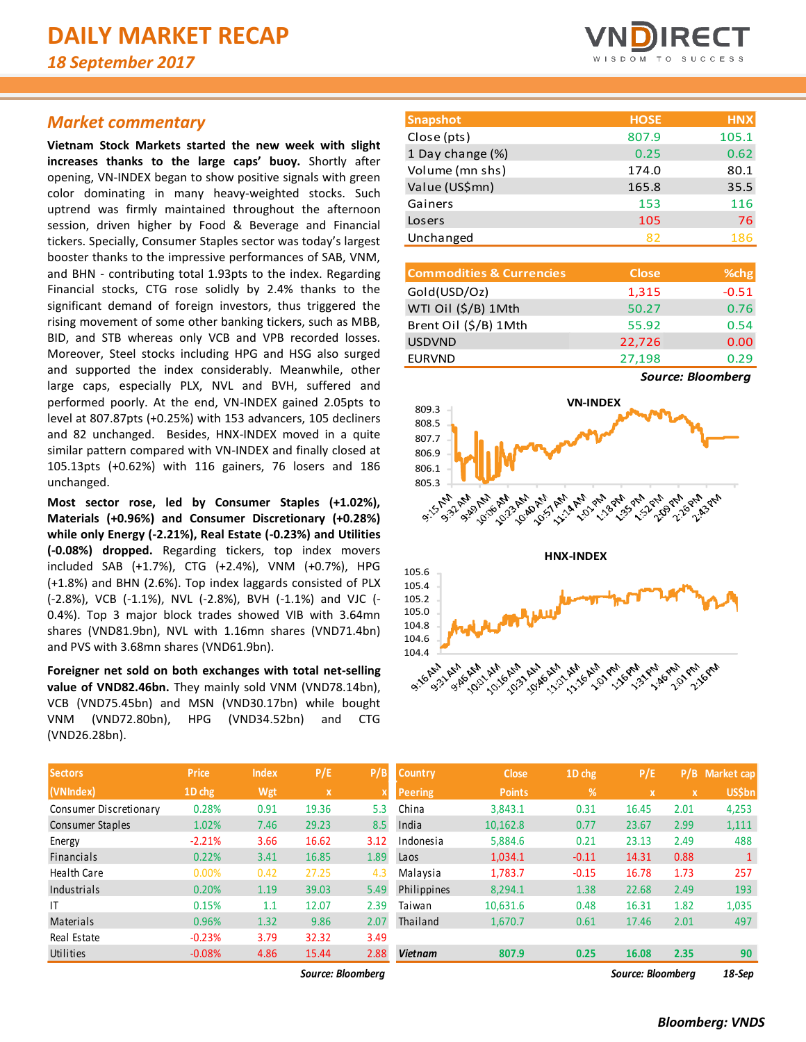# DAILY MARKET RECAP

*18 September 2017*

## *Market commentary*

**Vietnam Stock Markets started the new week with slight increases thanks to the large caps' buoy.** Shortly after opening, VN-INDEX began to show positive signals with green color dominating in many heavy-weighted stocks. Such uptrend was firmly maintained throughout the afternoon session, driven higher by Food & Beverage and Financial tickers. Specially, Consumer Staples sector was today's largest booster thanks to the impressive performances of SAB, VNM, and BHN - contributing total 1.93pts to the index. Regarding Financial stocks, CTG rose solidly by 2.4% thanks to the significant demand of foreign investors, thus triggered the rising movement of some other banking tickers, such as MBB, BID, and STB whereas only VCB and VPB recorded losses. Moreover, Steel stocks including HPG and HSG also surged and supported the index considerably. Meanwhile, other large caps, especially PLX, NVL and BVH, suffered and performed poorly. At the end, VN-INDEX gained 2.05pts to level at 807.87pts (+0.25%) with 153 advancers, 105 decliners and 82 unchanged. Besides, HNX-INDEX moved in a quite similar pattern compared with VN-INDEX and finally closed at 105.13pts (+0.62%) with 116 gainers, 76 losers and 186 unchanged.

**Most sector rose, led by Consumer Staples (+1.02%), Materials (+0.96%) and Consumer Discretionary (+0.28%) while only Energy (-2.21%), Real Estate (-0.23%) and Utilities (-0.08%) dropped.** Regarding tickers, top index movers included SAB (+1.7%), CTG (+2.4%), VNM (+0.7%), HPG (+1.8%) and BHN (2.6%). Top index laggards consisted of PLX (-2.8%), VCB (-1.1%), NVL (-2.8%), BVH (-1.1%) and VJC (-0.4%). Top 3 major block trades showed VIB with 3.64mn shares (VND81.9bn), NVL with 1.16mn shares (VND71.4bn) and PVS with 3.68mn shares (VND61.9bn).

**Foreigner net sold on both exchanges with total net-selling value of VND82.46bn.** They mainly sold VNM (VND78.14bn), VCB (VND75.45bn) and MSN (VND30.17bn) while bought VNM (VND72.80bn), HPG (VND34.52bn) and CTG (VND26.28bn).

| Snapshot | HOSE | HNX |
|---|---|---|
| Close (pts) | 807.9 | 105.1 |
| 1 Day change (%) | 0.25 | 0.62 |
| Volume (mn shs) | 174.0 | 80.1 |
| Value (US$mn) | 165.8 | 35.5 |
| Gainers | 153 | 116 |
| Losers | 105 | 76 |
| Unchanged | 82 | 186 |

| Commodities & Currencies | Close | %chg |
|---|---|---|
| Gold(USD/Oz) | 1,315 | -0.51 |
| WTI Oil ($/B) 1Mth | 50.27 | 0.76 |
| Brent Oil ($/B) 1Mth | 55.92 | 0.54 |
| USDVND | 22,726 | 0.00 |
| EURVND | 27,198 | 0.29 |

*Source: Bloomberg*

VN-INDEX

HNX-INDEX

| Sectors (VNIndex) | Price 1D chg | Index Wgt | P/E x | P/B x |
|---|---|---|---|---|
| Consumer Discretionary | 0.28% | 0.91 | 19.36 | 5.3 |
| Consumer Staples | 1.02% | 7.46 | 29.23 | 8.5 |
| Energy | -2.21% | 3.66 | 16.62 | 3.12 |
| Financials | 0.22% | 3.41 | 16.85 | 1.89 |
| Health Care | 0.00% | 0.42 | 27.25 | 4.3 |
| Industrials | 0.20% | 1.19 | 39.03 | 5.49 |
| IT | 0.15% | 1.1 | 12.07 | 2.39 |
| Materials | 0.96% | 1.32 | 9.86 | 2.07 |
| Real Estate | -0.23% | 3.79 | 32.32 | 3.49 |
| Utilities | -0.08% | 4.86 | 15.44 | 2.88 |

*Source: Bloomberg*

| Country Peering | Close Points | 1D chg % | P/E x | P/B x | Market cap US$bn |
|---|---|---|---|---|---|
| China | 3,843.1 | 0.31 | 16.45 | 2.01 | 4,253 |
| India | 10,162.8 | 0.77 | 23.67 | 2.99 | 1,111 |
| Indonesia | 5,884.6 | 0.21 | 23.13 | 2.49 | 488 |
| Laos | 1,034.1 | -0.11 | 14.31 | 0.88 | 1 |
| Malaysia | 1,783.7 | -0.15 | 16.78 | 1.73 | 257 |
| Philippines | 8,294.1 | 1.38 | 22.68 | 2.49 | 193 |
| Taiwan | 10,631.6 | 0.48 | 16.31 | 1.82 | 1,035 |
| Thailand | 1,670.7 | 0.61 | 17.46 | 2.01 | 497 |
| ***Vietnam*** | **807.9** | **0.25** | **16.08** | **2.35** | **90** |

*Source: Bloomberg* *18-Sep*

***Bloomberg: VNDS***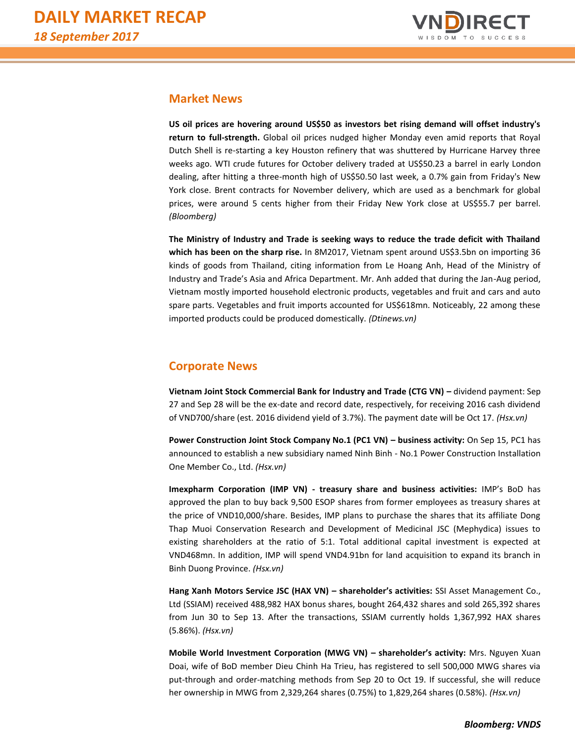## Market News

**US oil prices are hovering around US$50 as investors bet rising demand will offset industry's return to full-strength.** Global oil prices nudged higher Monday even amid reports that Royal Dutch Shell is re-starting a key Houston refinery that was shuttered by Hurricane Harvey three weeks ago. WTI crude futures for October delivery traded at US$50.23 a barrel in early London dealing, after hitting a three-month high of US$50.50 last week, a 0.7% gain from Friday's New York close. Brent contracts for November delivery, which are used as a benchmark for global prices, were around 5 cents higher from their Friday New York close at US$55.7 per barrel. *(Bloomberg)*

**The Ministry of Industry and Trade is seeking ways to reduce the trade deficit with Thailand which has been on the sharp rise.** In 8M2017, Vietnam spent around US$3.5bn on importing 36 kinds of goods from Thailand, citing information from Le Hoang Anh, Head of the Ministry of Industry and Trade's Asia and Africa Department. Mr. Anh added that during the Jan-Aug period, Vietnam mostly imported household electronic products, vegetables and fruit and cars and auto spare parts. Vegetables and fruit imports accounted for US$618mn. Noticeably, 22 among these imported products could be produced domestically. *(Dtinews.vn)*

## Corporate News

**Vietnam Joint Stock Commercial Bank for Industry and Trade (CTG VN) –** dividend payment: Sep 27 and Sep 28 will be the ex-date and record date, respectively, for receiving 2016 cash dividend of VND700/share (est. 2016 dividend yield of 3.7%). The payment date will be Oct 17. *(Hsx.vn)*

**Power Construction Joint Stock Company No.1 (PC1 VN) – business activity:** On Sep 15, PC1 has announced to establish a new subsidiary named Ninh Binh - No.1 Power Construction Installation One Member Co., Ltd. *(Hsx.vn)*

**Imexpharm Corporation (IMP VN) - treasury share and business activities:** IMP's BoD has approved the plan to buy back 9,500 ESOP shares from former employees as treasury shares at the price of VND10,000/share. Besides, IMP plans to purchase the shares that its affiliate Dong Thap Muoi Conservation Research and Development of Medicinal JSC (Mephydica) issues to existing shareholders at the ratio of 5:1. Total additional capital investment is expected at VND468mn. In addition, IMP will spend VND4.91bn for land acquisition to expand its branch in Binh Duong Province. *(Hsx.vn)*

**Hang Xanh Motors Service JSC (HAX VN) – shareholder's activities:** SSI Asset Management Co., Ltd (SSIAM) received 488,982 HAX bonus shares, bought 264,432 shares and sold 265,392 shares from Jun 30 to Sep 13. After the transactions, SSIAM currently holds 1,367,992 HAX shares (5.86%). *(Hsx.vn)*

**Mobile World Investment Corporation (MWG VN) – shareholder's activity:** Mrs. Nguyen Xuan Doai, wife of BoD member Dieu Chinh Ha Trieu, has registered to sell 500,000 MWG shares via put-through and order-matching methods from Sep 20 to Oct 19. If successful, she will reduce her ownership in MWG from 2,329,264 shares (0.75%) to 1,829,264 shares (0.58%). *(Hsx.vn)*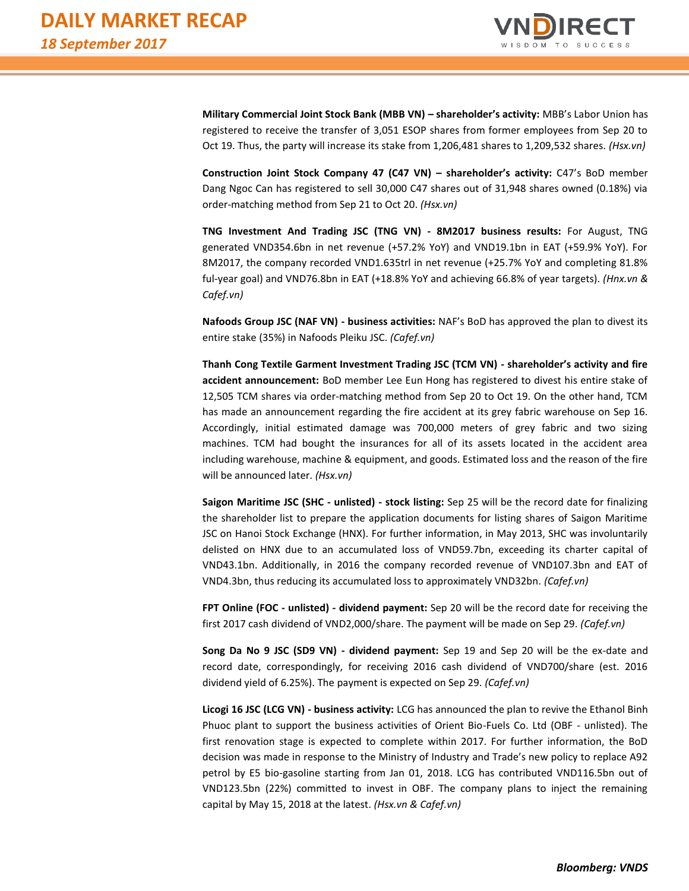**Military Commercial Joint Stock Bank (MBB VN) – shareholder's activity:** MBB's Labor Union has registered to receive the transfer of 3,051 ESOP shares from former employees from Sep 20 to Oct 19. Thus, the party will increase its stake from 1,206,481 shares to 1,209,532 shares. *(Hsx.vn)*

**Construction Joint Stock Company 47 (C47 VN) – shareholder's activity:** C47's BoD member Dang Ngoc Can has registered to sell 30,000 C47 shares out of 31,948 shares owned (0.18%) via order-matching method from Sep 21 to Oct 20. *(Hsx.vn)*

**TNG Investment And Trading JSC (TNG VN) - 8M2017 business results:** For August, TNG generated VND354.6bn in net revenue (+57.2% YoY) and VND19.1bn in EAT (+59.9% YoY). For 8M2017, the company recorded VND1.635trl in net revenue (+25.7% YoY and completing 81.8% ful-year goal) and VND76.8bn in EAT (+18.8% YoY and achieving 66.8% of year targets). *(Hnx.vn & Cafef.vn)*

**Nafoods Group JSC (NAF VN) - business activities:** NAF's BoD has approved the plan to divest its entire stake (35%) in Nafoods Pleiku JSC. *(Cafef.vn)*

**Thanh Cong Textile Garment Investment Trading JSC (TCM VN) - shareholder's activity and fire accident announcement:** BoD member Lee Eun Hong has registered to divest his entire stake of 12,505 TCM shares via order-matching method from Sep 20 to Oct 19. On the other hand, TCM has made an announcement regarding the fire accident at its grey fabric warehouse on Sep 16. Accordingly, initial estimated damage was 700,000 meters of grey fabric and two sizing machines. TCM had bought the insurances for all of its assets located in the accident area including warehouse, machine & equipment, and goods. Estimated loss and the reason of the fire will be announced later. *(Hsx.vn)*

**Saigon Maritime JSC (SHC - unlisted) - stock listing:** Sep 25 will be the record date for finalizing the shareholder list to prepare the application documents for listing shares of Saigon Maritime JSC on Hanoi Stock Exchange (HNX). For further information, in May 2013, SHC was involuntarily delisted on HNX due to an accumulated loss of VND59.7bn, exceeding its charter capital of VND43.1bn. Additionally, in 2016 the company recorded revenue of VND107.3bn and EAT of VND4.3bn, thus reducing its accumulated loss to approximately VND32bn. *(Cafef.vn)*

**FPT Online (FOC - unlisted) - dividend payment:** Sep 20 will be the record date for receiving the first 2017 cash dividend of VND2,000/share. The payment will be made on Sep 29. *(Cafef.vn)*

**Song Da No 9 JSC (SD9 VN) - dividend payment:** Sep 19 and Sep 20 will be the ex-date and record date, correspondingly, for receiving 2016 cash dividend of VND700/share (est. 2016 dividend yield of 6.25%). The payment is expected on Sep 29. *(Cafef.vn)*

**Licogi 16 JSC (LCG VN) - business activity:** LCG has announced the plan to revive the Ethanol Binh Phuoc plant to support the business activities of Orient Bio-Fuels Co. Ltd (OBF - unlisted). The first renovation stage is expected to complete within 2017. For further information, the BoD decision was made in response to the Ministry of Industry and Trade's new policy to replace A92 petrol by E5 bio-gasoline starting from Jan 01, 2018. LCG has contributed VND116.5bn out of VND123.5bn (22%) committed to invest in OBF. The company plans to inject the remaining capital by May 15, 2018 at the latest. *(Hsx.vn & Cafef.vn)*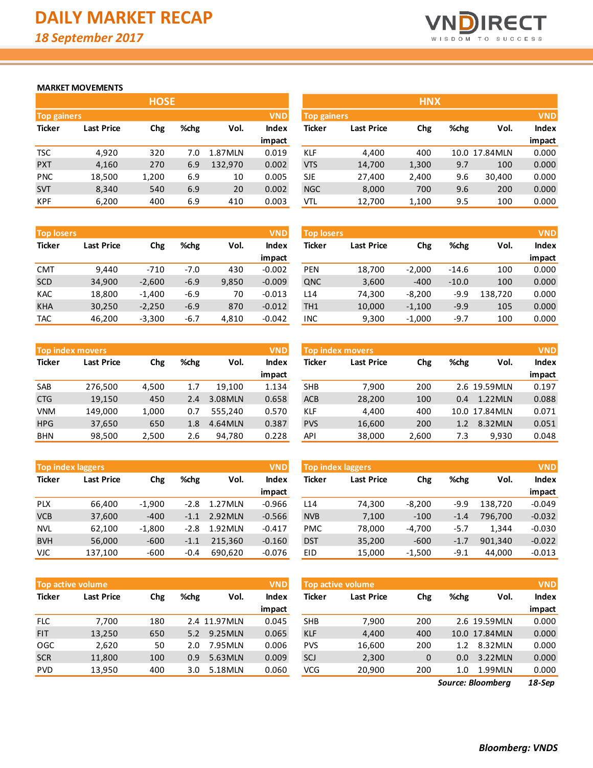# DAILY MARKET RECAP

*18 September 2017*

VNDIRECT
WISDOM TO SUCCESS

**MARKET MOVEMENTS**

## HOSE

| Top gainers | | | | | VND |
|---|---|---|---|---|---|
| Ticker | Last Price | Chg | %chg | Vol. | Index impact |
| TSC | 4,920 | 320 | 7.0 | 1.87MLN | 0.019 |
| PXT | 4,160 | 270 | 6.9 | 132,970 | 0.002 |
| PNC | 18,500 | 1,200 | 6.9 | 10 | 0.005 |
| SVT | 8,340 | 540 | 6.9 | 20 | 0.002 |
| KPF | 6,200 | 400 | 6.9 | 410 | 0.003 |

| Top losers | | | | | VND |
|---|---|---|---|---|---|
| Ticker | Last Price | Chg | %chg | Vol. | Index impact |
| CMT | 9,440 | -710 | -7.0 | 430 | -0.002 |
| SCD | 34,900 | -2,600 | -6.9 | 9,850 | -0.009 |
| KAC | 18,800 | -1,400 | -6.9 | 70 | -0.013 |
| KHA | 30,250 | -2,250 | -6.9 | 870 | -0.012 |
| TAC | 46,200 | -3,300 | -6.7 | 4,810 | -0.042 |

| Top index movers | | | | | VND |
|---|---|---|---|---|---|
| Ticker | Last Price | Chg | %chg | Vol. | Index impact |
| SAB | 276,500 | 4,500 | 1.7 | 19,100 | 1.134 |
| CTG | 19,150 | 450 | 2.4 | 3.08MLN | 0.658 |
| VNM | 149,000 | 1,000 | 0.7 | 555,240 | 0.570 |
| HPG | 37,650 | 650 | 1.8 | 4.64MLN | 0.387 |
| BHN | 98,500 | 2,500 | 2.6 | 94,780 | 0.228 |

| Top index laggers | | | | | VND |
|---|---|---|---|---|---|
| Ticker | Last Price | Chg | %chg | Vol. | Index impact |
| PLX | 66,400 | -1,900 | -2.8 | 1.27MLN | -0.966 |
| VCB | 37,600 | -400 | -1.1 | 2.92MLN | -0.566 |
| NVL | 62,100 | -1,800 | -2.8 | 1.92MLN | -0.417 |
| BVH | 56,000 | -600 | -1.1 | 215,360 | -0.160 |
| VJC | 137,100 | -600 | -0.4 | 690,620 | -0.076 |

| Top active volume | | | | | VND |
|---|---|---|---|---|---|
| Ticker | Last Price | Chg | %chg | Vol. | Index impact |
| FLC | 7,700 | 180 | 2.4 | 11.97MLN | 0.045 |
| FIT | 13,250 | 650 | 5.2 | 9.25MLN | 0.065 |
| OGC | 2,620 | 50 | 2.0 | 7.95MLN | 0.006 |
| SCR | 11,800 | 100 | 0.9 | 5.63MLN | 0.009 |
| PVD | 13,950 | 400 | 3.0 | 5.18MLN | 0.060 |

## HNX

| Top gainers | | | | | VND |
|---|---|---|---|---|---|
| Ticker | Last Price | Chg | %chg | Vol. | Index impact |
| KLF | 4,400 | 400 | 10.0 | 17.84MLN | 0.000 |
| VTS | 14,700 | 1,300 | 9.7 | 100 | 0.000 |
| SJE | 27,400 | 2,400 | 9.6 | 30,400 | 0.000 |
| NGC | 8,000 | 700 | 9.6 | 200 | 0.000 |
| VTL | 12,700 | 1,100 | 9.5 | 100 | 0.000 |

| Top losers | | | | | VND |
|---|---|---|---|---|---|
| Ticker | Last Price | Chg | %chg | Vol. | Index impact |
| PEN | 18,700 | -2,000 | -14.6 | 100 | 0.000 |
| QNC | 3,600 | -400 | -10.0 | 100 | 0.000 |
| L14 | 74,300 | -8,200 | -9.9 | 138,720 | 0.000 |
| TH1 | 10,000 | -1,100 | -9.9 | 105 | 0.000 |
| INC | 9,300 | -1,000 | -9.7 | 100 | 0.000 |

| Top index movers | | | | | VND |
|---|---|---|---|---|---|
| Ticker | Last Price | Chg | %chg | Vol. | Index impact |
| SHB | 7,900 | 200 | 2.6 | 19.59MLN | 0.197 |
| ACB | 28,200 | 100 | 0.4 | 1.22MLN | 0.088 |
| KLF | 4,400 | 400 | 10.0 | 17.84MLN | 0.071 |
| PVS | 16,600 | 200 | 1.2 | 8.32MLN | 0.051 |
| API | 38,000 | 2,600 | 7.3 | 9,930 | 0.048 |

| Top index laggers | | | | | VND |
|---|---|---|---|---|---|
| Ticker | Last Price | Chg | %chg | Vol. | Index impact |
| L14 | 74,300 | -8,200 | -9.9 | 138,720 | -0.049 |
| NVB | 7,100 | -100 | -1.4 | 796,700 | -0.032 |
| PMC | 78,000 | -4,700 | -5.7 | 1,344 | -0.030 |
| DST | 35,200 | -600 | -1.7 | 901,340 | -0.022 |
| EID | 15,000 | -1,500 | -9.1 | 44,000 | -0.013 |

| Top active volume | | | | | VND |
|---|---|---|---|---|---|
| Ticker | Last Price | Chg | %chg | Vol. | Index impact |
| SHB | 7,900 | 200 | 2.6 | 19.59MLN | 0.000 |
| KLF | 4,400 | 400 | 10.0 | 17.84MLN | 0.000 |
| PVS | 16,600 | 200 | 1.2 | 8.32MLN | 0.000 |
| SCJ | 2,300 | 0 | 0.0 | 3.22MLN | 0.000 |
| VCG | 20,900 | 200 | 1.0 | 1.99MLN | 0.000 |

*Source: Bloomberg* *18-Sep*

***Bloomberg: VNDS***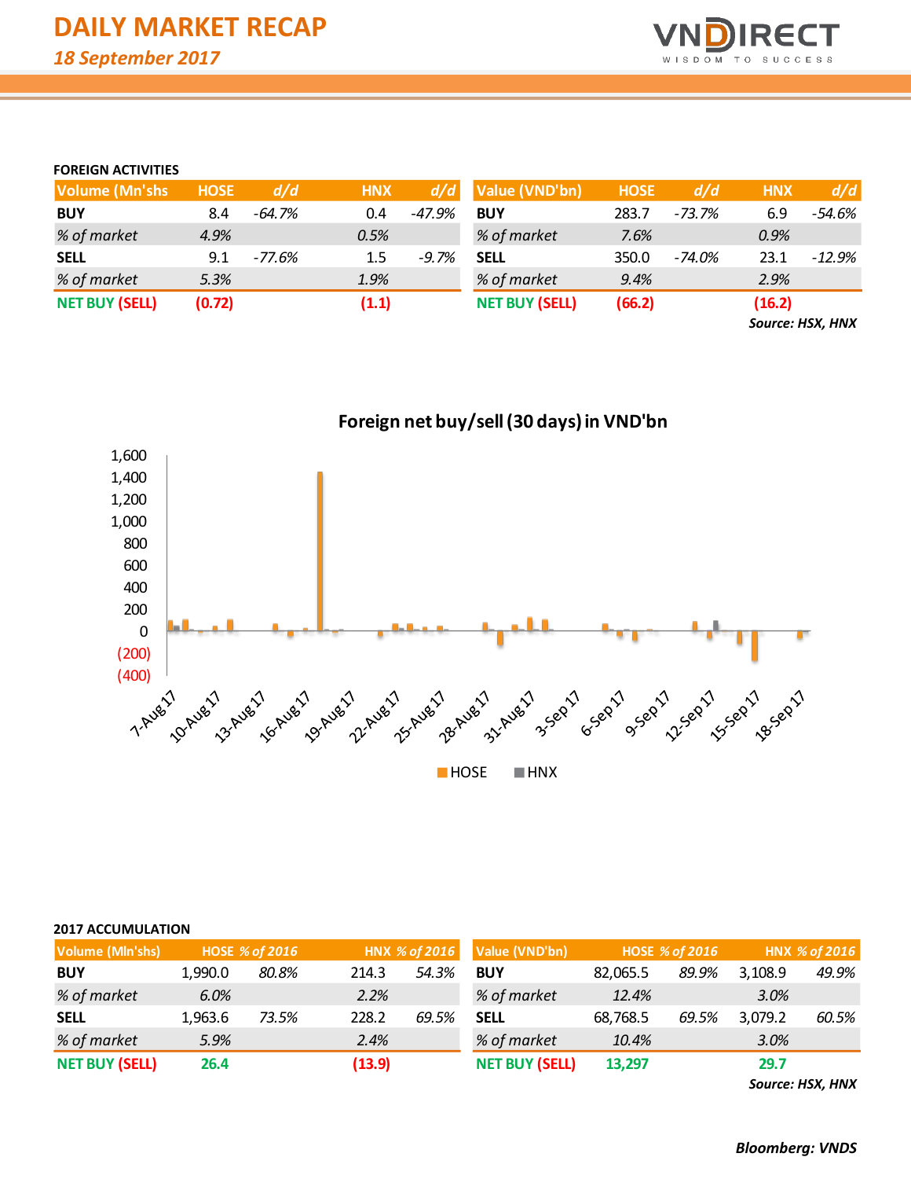# DAILY MARKET RECAP

*18 September 2017*

### FOREIGN ACTIVITIES

| Volume (Mn'shs) | HOSE | d/d | HNX | d/d |
|---|---|---|---|---|
| **BUY** | 8.4 | *-64.7%* | 0.4 | *-47.9%* |
| *% of market* | *4.9%* | | *0.5%* | |
| **SELL** | 9.1 | *-77.6%* | 1.5 | *-9.7%* |
| *% of market* | *5.3%* | | *1.9%* | |
| **NET BUY (SELL)** | **(0.72)** | | **(1.1)** | |

| Value (VND'bn) | HOSE | d/d | HNX | d/d |
|---|---|---|---|---|
| **BUY** | 283.7 | *-73.7%* | 6.9 | *-54.6%* |
| *% of market* | *7.6%* | | *0.9%* | |
| **SELL** | 350.0 | *-74.0%* | 23.1 | *-12.9%* |
| *% of market* | *9.4%* | | *2.9%* | |
| **NET BUY (SELL)** | **(66.2)** | | **(16.2)** | |

***Source: HSX, HNX***

**Foreign net buy/sell (30 days) in VND'bn**

### 2017 ACCUMULATION

| Volume (Mln'shs) | HOSE | % of 2016 | HNX | % of 2016 |
|---|---|---|---|---|
| **BUY** | 1,990.0 | *80.8%* | 214.3 | *54.3%* |
| *% of market* | *6.0%* | | *2.2%* | |
| **SELL** | 1,963.6 | *73.5%* | 228.2 | *69.5%* |
| *% of market* | *5.9%* | | *2.4%* | |
| **NET BUY (SELL)** | **26.4** | | **(13.9)** | |

| Value (VND'bn) | HOSE | % of 2016 | HNX | % of 2016 |
|---|---|---|---|---|
| **BUY** | 82,065.5 | *89.9%* | 3,108.9 | *49.9%* |
| *% of market* | *12.4%* | | *3.0%* | |
| **SELL** | 68,768.5 | *69.5%* | 3,079.2 | *60.5%* |
| *% of market* | *10.4%* | | *3.0%* | |
| **NET BUY (SELL)** | **13,297** | | **29.7** | |

***Source: HSX, HNX***

***Bloomberg: VNDS***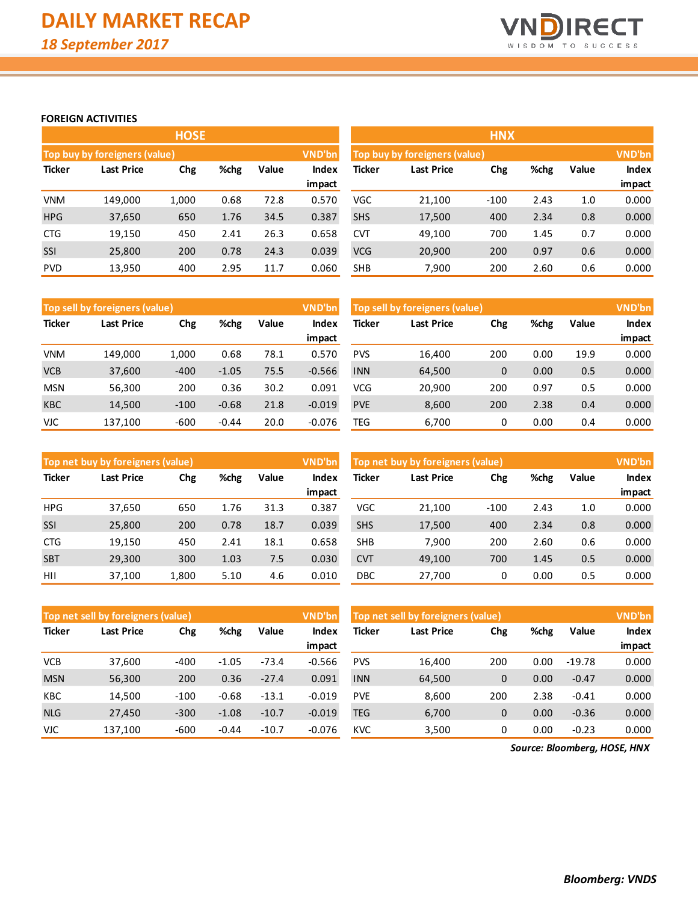# DAILY MARKET RECAP

*18 September 2017*

## FOREIGN ACTIVITIES

### HOSE

| Top buy by foreigners (value) | | | | | VND'bn |
|---|---|---|---|---|---|
| Ticker | Last Price | Chg | %chg | Value | Index impact |
| VNM | 149,000 | 1,000 | 0.68 | 72.8 | 0.570 |
| HPG | 37,650 | 650 | 1.76 | 34.5 | 0.387 |
| CTG | 19,150 | 450 | 2.41 | 26.3 | 0.658 |
| SSI | 25,800 | 200 | 0.78 | 24.3 | 0.039 |
| PVD | 13,950 | 400 | 2.95 | 11.7 | 0.060 |

| Top sell by foreigners (value) | | | | | VND'bn |
|---|---|---|---|---|---|
| Ticker | Last Price | Chg | %chg | Value | Index impact |
| VNM | 149,000 | 1,000 | 0.68 | 78.1 | 0.570 |
| VCB | 37,600 | -400 | -1.05 | 75.5 | -0.566 |
| MSN | 56,300 | 200 | 0.36 | 30.2 | 0.091 |
| KBC | 14,500 | -100 | -0.68 | 21.8 | -0.019 |
| VJC | 137,100 | -600 | -0.44 | 20.0 | -0.076 |

| Top net buy by foreigners (value) | | | | | VND'bn |
|---|---|---|---|---|---|
| Ticker | Last Price | Chg | %chg | Value | Index impact |
| HPG | 37,650 | 650 | 1.76 | 31.3 | 0.387 |
| SSI | 25,800 | 200 | 0.78 | 18.7 | 0.039 |
| CTG | 19,150 | 450 | 2.41 | 18.1 | 0.658 |
| SBT | 29,300 | 300 | 1.03 | 7.5 | 0.030 |
| HII | 37,100 | 1,800 | 5.10 | 4.6 | 0.010 |

| Top net sell by foreigners (value) | | | | | VND'bn |
|---|---|---|---|---|---|
| Ticker | Last Price | Chg | %chg | Value | Index impact |
| VCB | 37,600 | -400 | -1.05 | -73.4 | -0.566 |
| MSN | 56,300 | 200 | 0.36 | -27.4 | 0.091 |
| KBC | 14,500 | -100 | -0.68 | -13.1 | -0.019 |
| NLG | 27,450 | -300 | -1.08 | -10.7 | -0.019 |
| VJC | 137,100 | -600 | -0.44 | -10.7 | -0.076 |

### HNX

| Top buy by foreigners (value) | | | | | VND'bn |
|---|---|---|---|---|---|
| Ticker | Last Price | Chg | %chg | Value | Index impact |
| VGC | 21,100 | -100 | 2.43 | 1.0 | 0.000 |
| SHS | 17,500 | 400 | 2.34 | 0.8 | 0.000 |
| CVT | 49,100 | 700 | 1.45 | 0.7 | 0.000 |
| VCG | 20,900 | 200 | 0.97 | 0.6 | 0.000 |
| SHB | 7,900 | 200 | 2.60 | 0.6 | 0.000 |

| Top sell by foreigners (value) | | | | | VND'bn |
|---|---|---|---|---|---|
| Ticker | Last Price | Chg | %chg | Value | Index impact |
| PVS | 16,400 | 200 | 0.00 | 19.9 | 0.000 |
| INN | 64,500 | 0 | 0.00 | 0.5 | 0.000 |
| VCG | 20,900 | 200 | 0.97 | 0.5 | 0.000 |
| PVE | 8,600 | 200 | 2.38 | 0.4 | 0.000 |
| TEG | 6,700 | 0 | 0.00 | 0.4 | 0.000 |

| Top net buy by foreigners (value) | | | | | VND'bn |
|---|---|---|---|---|---|
| Ticker | Last Price | Chg | %chg | Value | Index impact |
| VGC | 21,100 | -100 | 2.43 | 1.0 | 0.000 |
| SHS | 17,500 | 400 | 2.34 | 0.8 | 0.000 |
| SHB | 7,900 | 200 | 2.60 | 0.6 | 0.000 |
| CVT | 49,100 | 700 | 1.45 | 0.5 | 0.000 |
| DBC | 27,700 | 0 | 0.00 | 0.5 | 0.000 |

| Top net sell by foreigners (value) | | | | | VND'bn |
|---|---|---|---|---|---|
| Ticker | Last Price | Chg | %chg | Value | Index impact |
| PVS | 16,400 | 200 | 0.00 | -19.78 | 0.000 |
| INN | 64,500 | 0 | 0.00 | -0.47 | 0.000 |
| PVE | 8,600 | 200 | 2.38 | -0.41 | 0.000 |
| TEG | 6,700 | 0 | 0.00 | -0.36 | 0.000 |
| KVC | 3,500 | 0 | 0.00 | -0.23 | 0.000 |

*Source: Bloomberg, HOSE, HNX*

***Bloomberg: VNDS***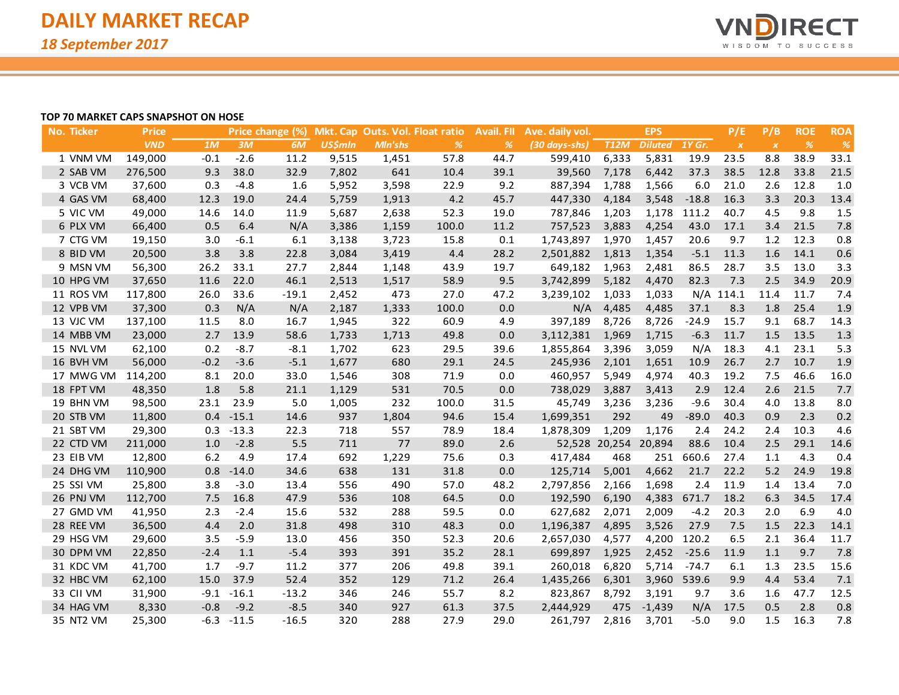# DAILY MARKET RECAP

*18 September 2017*

**TOP 70 MARKET CAPS SNAPSHOT ON HOSE**

| No. | Ticker | Price | Price change (%) | | | Mkt. Cap | Outs. Vol. | Float ratio | Avail. FII | Ave. daily vol. | EPS | | | P/E | P/B | ROE | ROA |
|---|---|---|---|---|---|---|---|---|---|---|---|---|---|---|---|---|---|
| | | VND | 1M | 3M | 6M | US$mln | Mln'shs | % | % | (30 days-shs) | T12M | Diluted | 1Y Gr. | x | x | % | % |
| 1 | VNM VM | 149,000 | -0.1 | -2.6 | 11.2 | 9,515 | 1,451 | 57.8 | 44.7 | 599,410 | 6,333 | 5,831 | 19.9 | 23.5 | 8.8 | 38.9 | 33.1 |
| 2 | SAB VM | 276,500 | 9.3 | 38.0 | 32.9 | 7,802 | 641 | 10.4 | 39.1 | 39,560 | 7,178 | 6,442 | 37.3 | 38.5 | 12.8 | 33.8 | 21.5 |
| 3 | VCB VM | 37,600 | 0.3 | -4.8 | 1.6 | 5,952 | 3,598 | 22.9 | 9.2 | 887,394 | 1,788 | 1,566 | 6.0 | 21.0 | 2.6 | 12.8 | 1.0 |
| 4 | GAS VM | 68,400 | 12.3 | 19.0 | 24.4 | 5,759 | 1,913 | 4.2 | 45.7 | 447,330 | 4,184 | 3,548 | -18.8 | 16.3 | 3.3 | 20.3 | 13.4 |
| 5 | VIC VM | 49,000 | 14.6 | 14.0 | 11.9 | 5,687 | 2,638 | 52.3 | 19.0 | 787,846 | 1,203 | 1,178 | 111.2 | 40.7 | 4.5 | 9.8 | 1.5 |
| 6 | PLX VM | 66,400 | 0.5 | 6.4 | N/A | 3,386 | 1,159 | 100.0 | 11.2 | 757,523 | 3,883 | 4,254 | 43.0 | 17.1 | 3.4 | 21.5 | 7.8 |
| 7 | CTG VM | 19,150 | 3.0 | -6.1 | 6.1 | 3,138 | 3,723 | 15.8 | 0.1 | 1,743,897 | 1,970 | 1,457 | 20.6 | 9.7 | 1.2 | 12.3 | 0.8 |
| 8 | BID VM | 20,500 | 3.8 | 3.8 | 22.8 | 3,084 | 3,419 | 4.4 | 28.2 | 2,501,882 | 1,813 | 1,354 | -5.1 | 11.3 | 1.6 | 14.1 | 0.6 |
| 9 | MSN VM | 56,300 | 26.2 | 33.1 | 27.7 | 2,844 | 1,148 | 43.9 | 19.7 | 649,182 | 1,963 | 2,481 | 86.5 | 28.7 | 3.5 | 13.0 | 3.3 |
| 10 | HPG VM | 37,650 | 11.6 | 22.0 | 46.1 | 2,513 | 1,517 | 58.9 | 9.5 | 3,742,899 | 5,182 | 4,470 | 82.3 | 7.3 | 2.5 | 34.9 | 20.9 |
| 11 | ROS VM | 117,800 | 26.0 | 33.6 | -19.1 | 2,452 | 473 | 27.0 | 47.2 | 3,239,102 | 1,033 | 1,033 | N/A | 114.1 | 11.4 | 11.7 | 7.4 |
| 12 | VPB VM | 37,300 | 0.3 | N/A | N/A | 2,187 | 1,333 | 100.0 | 0.0 | N/A | 4,485 | 4,485 | 37.1 | 8.3 | 1.8 | 25.4 | 1.9 |
| 13 | VJC VM | 137,100 | 11.5 | 8.0 | 16.7 | 1,945 | 322 | 60.9 | 4.9 | 397,189 | 8,726 | 8,726 | -24.9 | 15.7 | 9.1 | 68.7 | 14.3 |
| 14 | MBB VM | 23,000 | 2.7 | 13.9 | 58.6 | 1,733 | 1,713 | 49.8 | 0.0 | 3,112,381 | 1,969 | 1,715 | -6.3 | 11.7 | 1.5 | 13.5 | 1.3 |
| 15 | NVL VM | 62,100 | 0.2 | -8.7 | -8.1 | 1,702 | 623 | 29.5 | 39.6 | 1,855,864 | 3,396 | 3,059 | N/A | 18.3 | 4.1 | 23.1 | 5.3 |
| 16 | BVH VM | 56,000 | -0.2 | -3.6 | -5.1 | 1,677 | 680 | 29.1 | 24.5 | 245,936 | 2,101 | 1,651 | 10.9 | 26.7 | 2.7 | 10.7 | 1.9 |
| 17 | MWG VM | 114,200 | 8.1 | 20.0 | 33.0 | 1,546 | 308 | 71.9 | 0.0 | 460,957 | 5,949 | 4,974 | 40.3 | 19.2 | 7.5 | 46.6 | 16.0 |
| 18 | FPT VM | 48,350 | 1.8 | 5.8 | 21.1 | 1,129 | 531 | 70.5 | 0.0 | 738,029 | 3,887 | 3,413 | 2.9 | 12.4 | 2.6 | 21.5 | 7.7 |
| 19 | BHN VM | 98,500 | 23.1 | 23.9 | 5.0 | 1,005 | 232 | 100.0 | 31.5 | 45,749 | 3,236 | 3,236 | -9.6 | 30.4 | 4.0 | 13.8 | 8.0 |
| 20 | STB VM | 11,800 | 0.4 | -15.1 | 14.6 | 937 | 1,804 | 94.6 | 15.4 | 1,699,351 | 292 | 49 | -89.0 | 40.3 | 0.9 | 2.3 | 0.2 |
| 21 | SBT VM | 29,300 | 0.3 | -13.3 | 22.3 | 718 | 557 | 78.9 | 18.4 | 1,878,309 | 1,209 | 1,176 | 2.4 | 24.2 | 2.4 | 10.3 | 4.6 |
| 22 | CTD VM | 211,000 | 1.0 | -2.8 | 5.5 | 711 | 77 | 89.0 | 2.6 | 52,528 | 20,254 | 20,894 | 88.6 | 10.4 | 2.5 | 29.1 | 14.6 |
| 23 | EIB VM | 12,800 | 6.2 | 4.9 | 17.4 | 692 | 1,229 | 75.6 | 0.3 | 417,484 | 468 | 251 | 660.6 | 27.4 | 1.1 | 4.3 | 0.4 |
| 24 | DHG VM | 110,900 | 0.8 | -14.0 | 34.6 | 638 | 131 | 31.8 | 0.0 | 125,714 | 5,001 | 4,662 | 21.7 | 22.2 | 5.2 | 24.9 | 19.8 |
| 25 | SSI VM | 25,800 | 3.8 | -3.0 | 13.4 | 556 | 490 | 57.0 | 48.2 | 2,797,856 | 2,166 | 1,698 | 2.4 | 11.9 | 1.4 | 13.4 | 7.0 |
| 26 | PNJ VM | 112,700 | 7.5 | 16.8 | 47.9 | 536 | 108 | 64.5 | 0.0 | 192,590 | 6,190 | 4,383 | 671.7 | 18.2 | 6.3 | 34.5 | 17.4 |
| 27 | GMD VM | 41,950 | 2.3 | -2.4 | 15.6 | 532 | 288 | 59.5 | 0.0 | 627,682 | 2,071 | 2,009 | -4.2 | 20.3 | 2.0 | 6.9 | 4.0 |
| 28 | REE VM | 36,500 | 4.4 | 2.0 | 31.8 | 498 | 310 | 48.3 | 0.0 | 1,196,387 | 4,895 | 3,526 | 27.9 | 7.5 | 1.5 | 22.3 | 14.1 |
| 29 | HSG VM | 29,600 | 3.5 | -5.9 | 13.0 | 456 | 350 | 52.3 | 20.6 | 2,657,030 | 4,577 | 4,200 | 120.2 | 6.5 | 2.1 | 36.4 | 11.7 |
| 30 | DPM VM | 22,850 | -2.4 | 1.1 | -5.4 | 393 | 391 | 35.2 | 28.1 | 699,897 | 1,925 | 2,452 | -25.6 | 11.9 | 1.1 | 9.7 | 7.8 |
| 31 | KDC VM | 41,700 | 1.7 | -9.7 | 11.2 | 377 | 206 | 49.8 | 39.1 | 260,018 | 6,820 | 5,714 | -74.7 | 6.1 | 1.3 | 23.5 | 15.6 |
| 32 | HBC VM | 62,100 | 15.0 | 37.9 | 52.4 | 352 | 129 | 71.2 | 26.4 | 1,435,266 | 6,301 | 3,960 | 539.6 | 9.9 | 4.4 | 53.4 | 7.1 |
| 33 | CII VM | 31,900 | -9.1 | -16.1 | -13.2 | 346 | 246 | 55.7 | 8.2 | 823,867 | 8,792 | 3,191 | 9.7 | 3.6 | 1.6 | 47.7 | 12.5 |
| 34 | HAG VM | 8,330 | -0.8 | -9.2 | -8.5 | 340 | 927 | 61.3 | 37.5 | 2,444,929 | 475 | -1,439 | N/A | 17.5 | 0.5 | 2.8 | 0.8 |
| 35 | NT2 VM | 25,300 | -6.3 | -11.5 | -16.5 | 320 | 288 | 27.9 | 29.0 | 261,797 | 2,816 | 3,701 | -5.0 | 9.0 | 1.5 | 16.3 | 7.8 |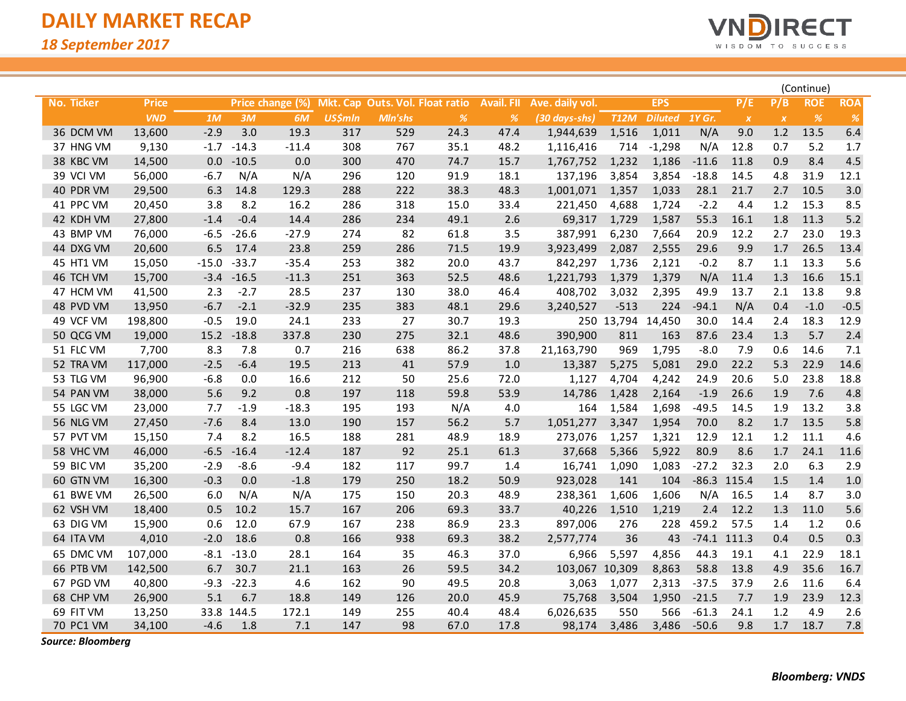# DAILY MARKET RECAP

*18 September 2017*

(Continue)

| No. | Ticker | Price | Price change (%) | | | Mkt. Cap | Outs. Vol. | Float ratio | Avail. FII | Ave. daily vol. | EPS | | | P/E | P/B | ROE | ROA |
|---|---|---|---|---|---|---|---|---|---|---|---|---|---|---|---|---|---|
| | | *VND* | *1M* | *3M* | *6M* | *US$mln* | *Mln'shs* | *%* | *%* | *(30 days-shs)* | *T12M* | *Diluted* | *1Y Gr.* | *x* | *x* | *%* | *%* |
| 36 | DCM VM | 13,600 | -2.9 | 3.0 | 19.3 | 317 | 529 | 24.3 | 47.4 | 1,944,639 | 1,516 | 1,011 | N/A | 9.0 | 1.2 | 13.5 | 6.4 |
| 37 | HNG VM | 9,130 | -1.7 | -14.3 | -11.4 | 308 | 767 | 35.1 | 48.2 | 1,116,416 | 714 | -1,298 | N/A | 12.8 | 0.7 | 5.2 | 1.7 |
| 38 | KBC VM | 14,500 | 0.0 | -10.5 | 0.0 | 300 | 470 | 74.7 | 15.7 | 1,767,752 | 1,232 | 1,186 | -11.6 | 11.8 | 0.9 | 8.4 | 4.5 |
| 39 | VCI VM | 56,000 | -6.7 | N/A | N/A | 296 | 120 | 91.9 | 18.1 | 137,196 | 3,854 | 3,854 | -18.8 | 14.5 | 4.8 | 31.9 | 12.1 |
| 40 | PDR VM | 29,500 | 6.3 | 14.8 | 129.3 | 288 | 222 | 38.3 | 48.3 | 1,001,071 | 1,357 | 1,033 | 28.1 | 21.7 | 2.7 | 10.5 | 3.0 |
| 41 | PPC VM | 20,450 | 3.8 | 8.2 | 16.2 | 286 | 318 | 15.0 | 33.4 | 221,450 | 4,688 | 1,724 | -2.2 | 4.4 | 1.2 | 15.3 | 8.5 |
| 42 | KDH VM | 27,800 | -1.4 | -0.4 | 14.4 | 286 | 234 | 49.1 | 2.6 | 69,317 | 1,729 | 1,587 | 55.3 | 16.1 | 1.8 | 11.3 | 5.2 |
| 43 | BMP VM | 76,000 | -6.5 | -26.6 | -27.9 | 274 | 82 | 61.8 | 3.5 | 387,991 | 6,230 | 7,664 | 20.9 | 12.2 | 2.7 | 23.0 | 19.3 |
| 44 | DXG VM | 20,600 | 6.5 | 17.4 | 23.8 | 259 | 286 | 71.5 | 19.9 | 3,923,499 | 2,087 | 2,555 | 29.6 | 9.9 | 1.7 | 26.5 | 13.4 |
| 45 | HT1 VM | 15,050 | -15.0 | -33.7 | -35.4 | 253 | 382 | 20.0 | 43.7 | 842,297 | 1,736 | 2,121 | -0.2 | 8.7 | 1.1 | 13.3 | 5.6 |
| 46 | TCH VM | 15,700 | -3.4 | -16.5 | -11.3 | 251 | 363 | 52.5 | 48.6 | 1,221,793 | 1,379 | 1,379 | N/A | 11.4 | 1.3 | 16.6 | 15.1 |
| 47 | HCM VM | 41,500 | 2.3 | -2.7 | 28.5 | 237 | 130 | 38.0 | 46.4 | 408,702 | 3,032 | 2,395 | 49.9 | 13.7 | 2.1 | 13.8 | 9.8 |
| 48 | PVD VM | 13,950 | -6.7 | -2.1 | -32.9 | 235 | 383 | 48.1 | 29.6 | 3,240,527 | -513 | 224 | -94.1 | N/A | 0.4 | -1.0 | -0.5 |
| 49 | VCF VM | 198,800 | -0.5 | 19.0 | 24.1 | 233 | 27 | 30.7 | 19.3 | 250 | 13,794 | 14,450 | 30.0 | 14.4 | 2.4 | 18.3 | 12.9 |
| 50 | QCG VM | 19,000 | 15.2 | -18.8 | 337.8 | 230 | 275 | 32.1 | 48.6 | 390,900 | 811 | 163 | 87.6 | 23.4 | 1.3 | 5.7 | 2.4 |
| 51 | FLC VM | 7,700 | 8.3 | 7.8 | 0.7 | 216 | 638 | 86.2 | 37.8 | 21,163,790 | 969 | 1,795 | -8.0 | 7.9 | 0.6 | 14.6 | 7.1 |
| 52 | TRA VM | 117,000 | -2.5 | -6.4 | 19.5 | 213 | 41 | 57.9 | 1.0 | 13,387 | 5,275 | 5,081 | 29.0 | 22.2 | 5.3 | 22.9 | 14.6 |
| 53 | TLG VM | 96,900 | -6.8 | 0.0 | 16.6 | 212 | 50 | 25.6 | 72.0 | 1,127 | 4,704 | 4,242 | 24.9 | 20.6 | 5.0 | 23.8 | 18.8 |
| 54 | PAN VM | 38,000 | 5.6 | 9.2 | 0.8 | 197 | 118 | 59.8 | 53.9 | 14,786 | 1,428 | 2,164 | -1.9 | 26.6 | 1.9 | 7.6 | 4.8 |
| 55 | LGC VM | 23,000 | 7.7 | -1.9 | -18.3 | 195 | 193 | N/A | 4.0 | 164 | 1,584 | 1,698 | -49.5 | 14.5 | 1.9 | 13.2 | 3.8 |
| 56 | NLG VM | 27,450 | -7.6 | 8.4 | 13.0 | 190 | 157 | 56.2 | 5.7 | 1,051,277 | 3,347 | 1,954 | 70.0 | 8.2 | 1.7 | 13.5 | 5.8 |
| 57 | PVT VM | 15,150 | 7.4 | 8.2 | 16.5 | 188 | 281 | 48.9 | 18.9 | 273,076 | 1,257 | 1,321 | 12.9 | 12.1 | 1.2 | 11.1 | 4.6 |
| 58 | VHC VM | 46,000 | -6.5 | -16.4 | -12.4 | 187 | 92 | 25.1 | 61.3 | 37,668 | 5,366 | 5,922 | 80.9 | 8.6 | 1.7 | 24.1 | 11.6 |
| 59 | BIC VM | 35,200 | -2.9 | -8.6 | -9.4 | 182 | 117 | 99.7 | 1.4 | 16,741 | 1,090 | 1,083 | -27.2 | 32.3 | 2.0 | 6.3 | 2.9 |
| 60 | GTN VM | 16,300 | -0.3 | 0.0 | -1.8 | 179 | 250 | 18.2 | 50.9 | 923,028 | 141 | 104 | -86.3 | 115.4 | 1.5 | 1.4 | 1.0 |
| 61 | BWE VM | 26,500 | 6.0 | N/A | N/A | 175 | 150 | 20.3 | 48.9 | 238,361 | 1,606 | 1,606 | N/A | 16.5 | 1.4 | 8.7 | 3.0 |
| 62 | VSH VM | 18,400 | 0.5 | 10.2 | 15.7 | 167 | 206 | 69.3 | 33.7 | 40,226 | 1,510 | 1,219 | 2.4 | 12.2 | 1.3 | 11.0 | 5.6 |
| 63 | DIG VM | 15,900 | 0.6 | 12.0 | 67.9 | 167 | 238 | 86.9 | 23.3 | 897,006 | 276 | 228 | 459.2 | 57.5 | 1.4 | 1.2 | 0.6 |
| 64 | ITA VM | 4,010 | -2.0 | 18.6 | 0.8 | 166 | 938 | 69.3 | 38.2 | 2,577,774 | 36 | 43 | -74.1 | 111.3 | 0.4 | 0.5 | 0.3 |
| 65 | DMC VM | 107,000 | -8.1 | -13.0 | 28.1 | 164 | 35 | 46.3 | 37.0 | 6,966 | 5,597 | 4,856 | 44.3 | 19.1 | 4.1 | 22.9 | 18.1 |
| 66 | PTB VM | 142,500 | 6.7 | 30.7 | 21.1 | 163 | 26 | 59.5 | 34.2 | 103,067 | 10,309 | 8,863 | 58.8 | 13.8 | 4.9 | 35.6 | 16.7 |
| 67 | PGD VM | 40,800 | -9.3 | -22.3 | 4.6 | 162 | 90 | 49.5 | 20.8 | 3,063 | 1,077 | 2,313 | -37.5 | 37.9 | 2.6 | 11.6 | 6.4 |
| 68 | CHP VM | 26,900 | 5.1 | 6.7 | 18.8 | 149 | 126 | 20.0 | 45.9 | 75,768 | 3,504 | 1,950 | -21.5 | 7.7 | 1.9 | 23.9 | 12.3 |
| 69 | FIT VM | 13,250 | 33.8 | 144.5 | 172.1 | 149 | 255 | 40.4 | 48.4 | 6,026,635 | 550 | 566 | -61.3 | 24.1 | 1.2 | 4.9 | 2.6 |
| 70 | PC1 VM | 34,100 | -4.6 | 1.8 | 7.1 | 147 | 98 | 67.0 | 17.8 | 98,174 | 3,486 | 3,486 | -50.6 | 9.8 | 1.7 | 18.7 | 7.8 |

***Source: Bloomberg***

***Bloomberg: VNDS***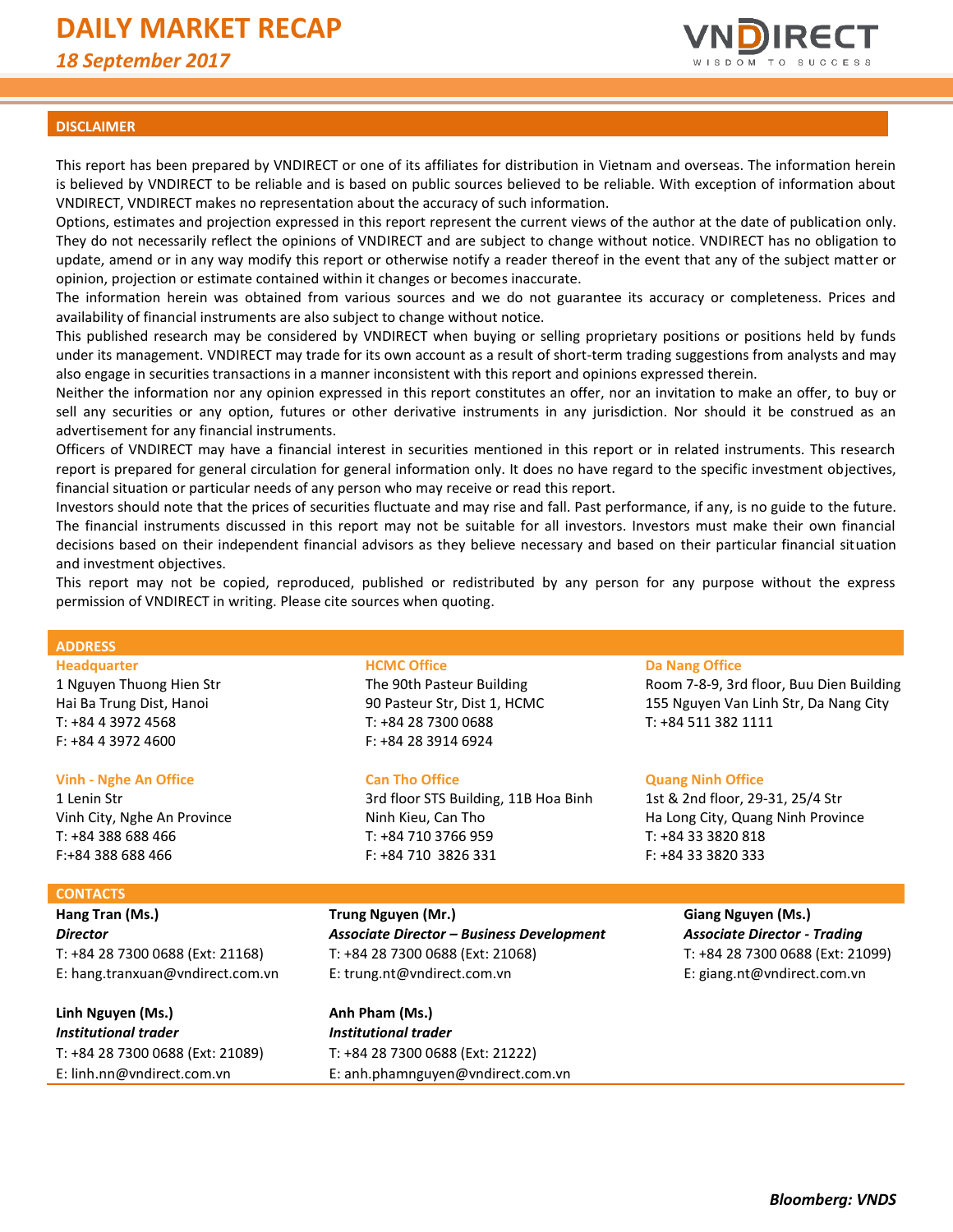# DAILY MARKET RECAP

*18 September 2017*

## DISCLAIMER

This report has been prepared by VNDIRECT or one of its affiliates for distribution in Vietnam and overseas. The information herein is believed by VNDIRECT to be reliable and is based on public sources believed to be reliable. With exception of information about VNDIRECT, VNDIRECT makes no representation about the accuracy of such information.

Options, estimates and projection expressed in this report represent the current views of the author at the date of publication only. They do not necessarily reflect the opinions of VNDIRECT and are subject to change without notice. VNDIRECT has no obligation to update, amend or in any way modify this report or otherwise notify a reader thereof in the event that any of the subject matter or opinion, projection or estimate contained within it changes or becomes inaccurate.

The information herein was obtained from various sources and we do not guarantee its accuracy or completeness. Prices and availability of financial instruments are also subject to change without notice.

This published research may be considered by VNDIRECT when buying or selling proprietary positions or positions held by funds under its management. VNDIRECT may trade for its own account as a result of short-term trading suggestions from analysts and may also engage in securities transactions in a manner inconsistent with this report and opinions expressed therein.

Neither the information nor any opinion expressed in this report constitutes an offer, nor an invitation to make an offer, to buy or sell any securities or any option, futures or other derivative instruments in any jurisdiction. Nor should it be construed as an advertisement for any financial instruments.

Officers of VNDIRECT may have a financial interest in securities mentioned in this report or in related instruments. This research report is prepared for general circulation for general information only. It does no have regard to the specific investment objectives, financial situation or particular needs of any person who may receive or read this report.

Investors should note that the prices of securities fluctuate and may rise and fall. Past performance, if any, is no guide to the future. The financial instruments discussed in this report may not be suitable for all investors. Investors must make their own financial decisions based on their independent financial advisors as they believe necessary and based on their particular financial situation and investment objectives.

This report may not be copied, reproduced, published or redistributed by any person for any purpose without the express permission of VNDIRECT in writing. Please cite sources when quoting.

## ADDRESS

**Headquarter**
1 Nguyen Thuong Hien Str
Hai Ba Trung Dist, Hanoi
T: +84 4 3972 4568
F: +84 4 3972 4600

**HCMC Office**
The 90th Pasteur Building
90 Pasteur Str, Dist 1, HCMC
T: +84 28 7300 0688
F: +84 28 3914 6924

**Da Nang Office**
Room 7-8-9, 3rd floor, Buu Dien Building
155 Nguyen Van Linh Str, Da Nang City
T: +84 511 382 1111

**Vinh - Nghe An Office**
1 Lenin Str
Vinh City, Nghe An Province
T: +84 388 688 466
F:+84 388 688 466

**Can Tho Office**
3rd floor STS Building, 11B Hoa Binh
Ninh Kieu, Can Tho
T: +84 710 3766 959
F: +84 710 3826 331

**Quang Ninh Office**
1st & 2nd floor, 29-31, 25/4 Str
Ha Long City, Quang Ninh Province
T: +84 33 3820 818
F: +84 33 3820 333

## CONTACTS

**Hang Tran (Ms.)**
***Director***
T: +84 28 7300 0688 (Ext: 21168)
E: hang.tranxuan@vndirect.com.vn

**Trung Nguyen (Mr.)**
***Associate Director – Business Development***
T: +84 28 7300 0688 (Ext: 21068)
E: trung.nt@vndirect.com.vn

**Giang Nguyen (Ms.)**
***Associate Director - Trading***
T: +84 28 7300 0688 (Ext: 21099)
E: giang.nt@vndirect.com.vn

**Linh Nguyen (Ms.)**
***Institutional trader***
T: +84 28 7300 0688 (Ext: 21089)
E: linh.nn@vndirect.com.vn

**Anh Pham (Ms.)**
***Institutional trader***
T: +84 28 7300 0688 (Ext: 21222)
E: anh.phamnguyen@vndirect.com.vn

***Bloomberg: VNDS***